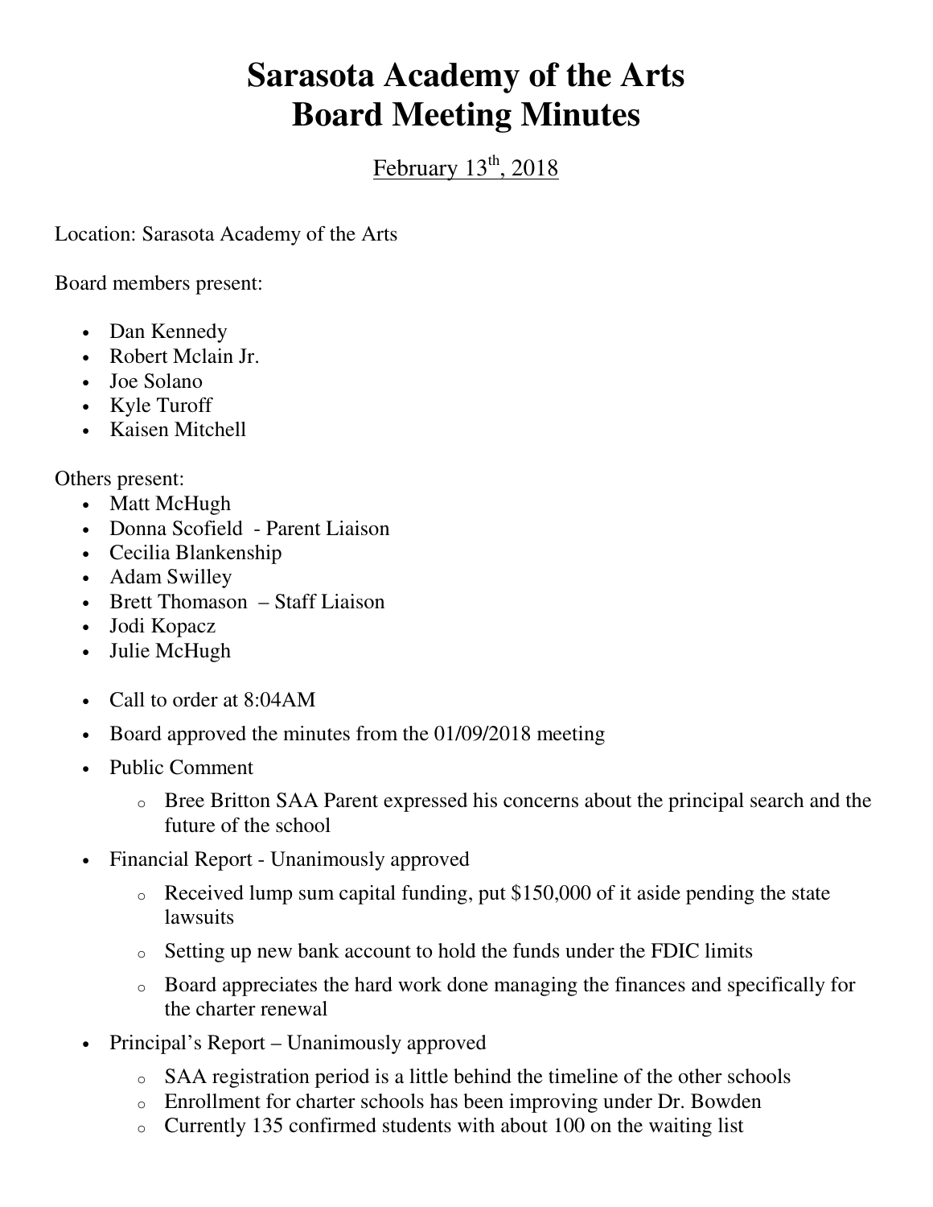# Sarasota Academy of the Arts
# Board Meeting Minutes

February 13th, 2018

Location: Sarasota Academy of the Arts

Board members present:

- Dan Kennedy
- Robert Mclain Jr.
- Joe Solano
- Kyle Turoff
- Kaisen Mitchell

Others present:

- Matt McHugh
- Donna Scofield - Parent Liaison
- Cecilia Blankenship
- Adam Swilley
- Brett Thomason – Staff Liaison
- Jodi Kopacz
- Julie McHugh

- Call to order at 8:04AM
- Board approved the minutes from the 01/09/2018 meeting
- Public Comment
  - Bree Britton SAA Parent expressed his concerns about the principal search and the future of the school
- Financial Report - Unanimously approved
  - Received lump sum capital funding, put $150,000 of it aside pending the state lawsuits
  - Setting up new bank account to hold the funds under the FDIC limits
  - Board appreciates the hard work done managing the finances and specifically for the charter renewal
- Principal's Report – Unanimously approved
  - SAA registration period is a little behind the timeline of the other schools
  - Enrollment for charter schools has been improving under Dr. Bowden
  - Currently 135 confirmed students with about 100 on the waiting list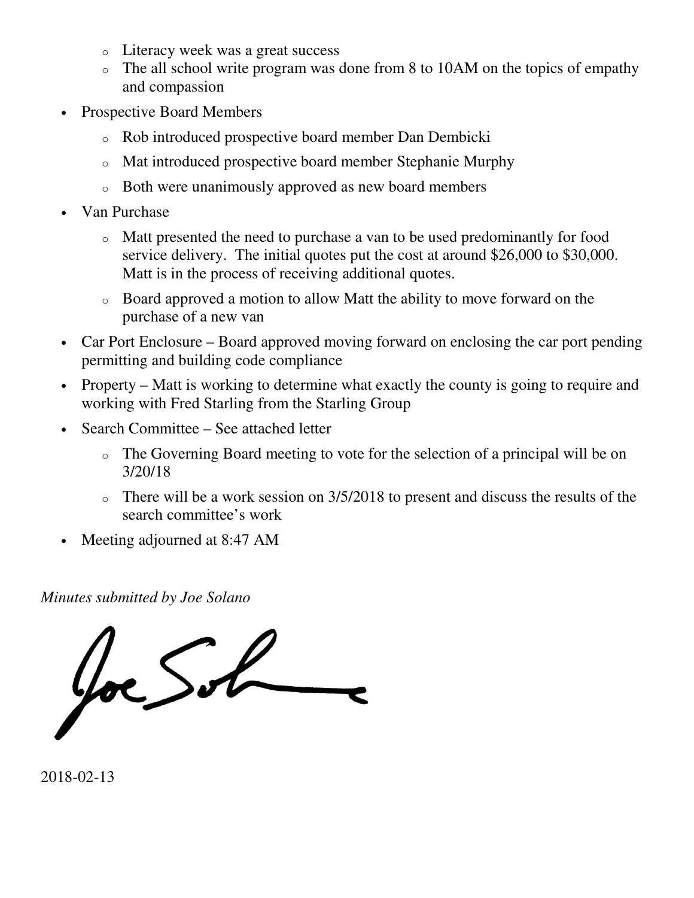- Literacy week was a great success
    - The all school write program was done from 8 to 10AM on the topics of empathy and compassion
- Prospective Board Members
    - Rob introduced prospective board member Dan Dembicki
    - Mat introduced prospective board member Stephanie Murphy
    - Both were unanimously approved as new board members
- Van Purchase
    - Matt presented the need to purchase a van to be used predominantly for food service delivery. The initial quotes put the cost at around $26,000 to $30,000. Matt is in the process of receiving additional quotes.
    - Board approved a motion to allow Matt the ability to move forward on the purchase of a new van
- Car Port Enclosure – Board approved moving forward on enclosing the car port pending permitting and building code compliance
- Property – Matt is working to determine what exactly the county is going to require and working with Fred Starling from the Starling Group
- Search Committee – See attached letter
    - The Governing Board meeting to vote for the selection of a principal will be on 3/20/18
    - There will be a work session on 3/5/2018 to present and discuss the results of the search committee's work
- Meeting adjourned at 8:47 AM

*Minutes submitted by Joe Solano*

Joe Solano

2018-02-13